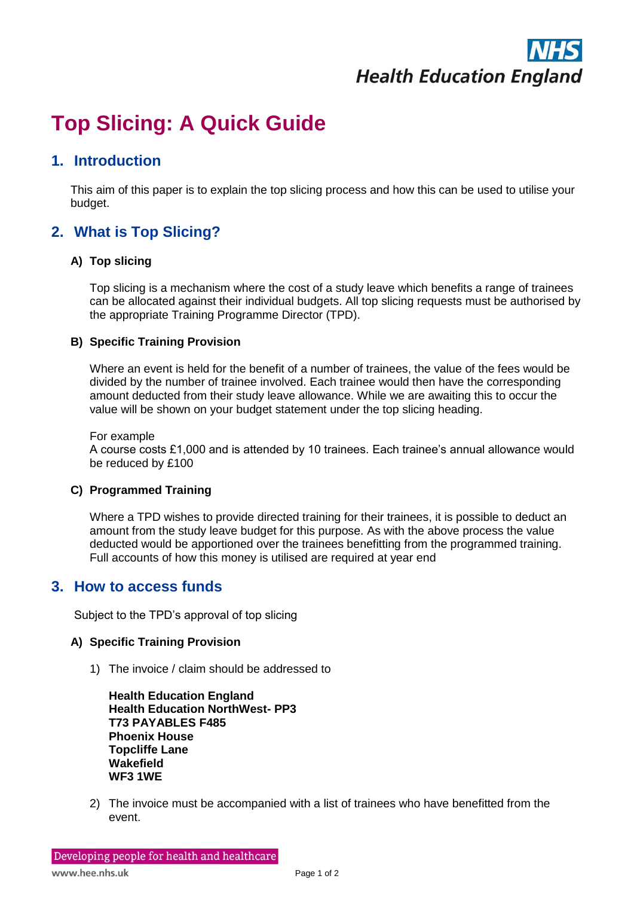# Top Slicing: A Quick Guide

## 1. Introduction

This aim of this paper is to explain the top slicing process and how this can be used to utilise your budget.

## 2. What is Top Slicing?

### A) Top slicing

Top slicing is a mechanism where the cost of a study leave which benefits a range of trainees can be allocated against their individual budgets. All top slicing requests must be authorised by the appropriate Training Programme Director (TPD).

### B) Specific Training Provision

Where an event is held for the benefit of a number of trainees, the value of the fees would be divided by the number of trainee involved. Each trainee would then have the corresponding amount deducted from their study leave allowance. While we are awaiting this to occur the value will be shown on your budget statement under the top slicing heading.

For example
A course costs £1,000 and is attended by 10 trainees. Each trainee's annual allowance would be reduced by £100

### C) Programmed Training

Where a TPD wishes to provide directed training for their trainees, it is possible to deduct an amount from the study leave budget for this purpose. As with the above process the value deducted would be apportioned over the trainees benefitting from the programmed training. Full accounts of how this money is utilised are required at year end

## 3. How to access funds

Subject to the TPD's approval of top slicing

### A) Specific Training Provision

1) The invoice / claim should be addressed to

   **Health Education England**
   **Health Education NorthWest- PP3**
   **T73 PAYABLES F485**
   **Phoenix House**
   **Topcliffe Lane**
   **Wakefield**
   **WF3 1WE**

2) The invoice must be accompanied with a list of trainees who have benefitted from the event.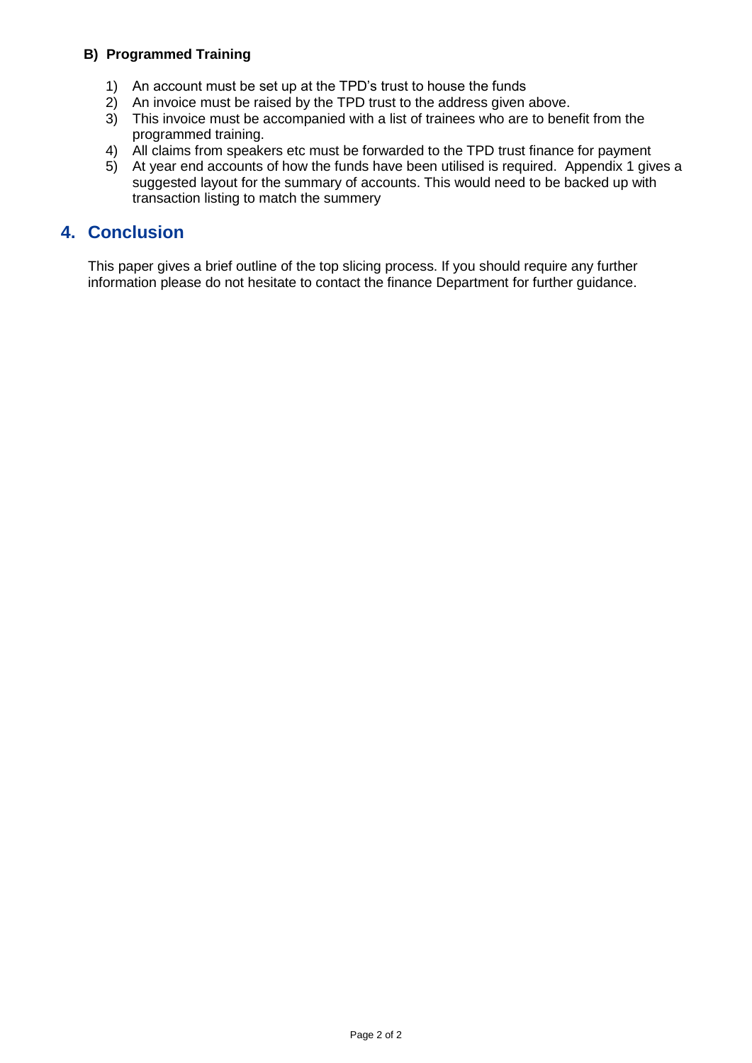**B) Programmed Training**

1) An account must be set up at the TPD's trust to house the funds
2) An invoice must be raised by the TPD trust to the address given above.
3) This invoice must be accompanied with a list of trainees who are to benefit from the programmed training.
4) All claims from speakers etc must be forwarded to the TPD trust finance for payment
5) At year end accounts of how the funds have been utilised is required. Appendix 1 gives a suggested layout for the summary of accounts. This would need to be backed up with transaction listing to match the summery

## 4. Conclusion

This paper gives a brief outline of the top slicing process. If you should require any further information please do not hesitate to contact the finance Department for further guidance.